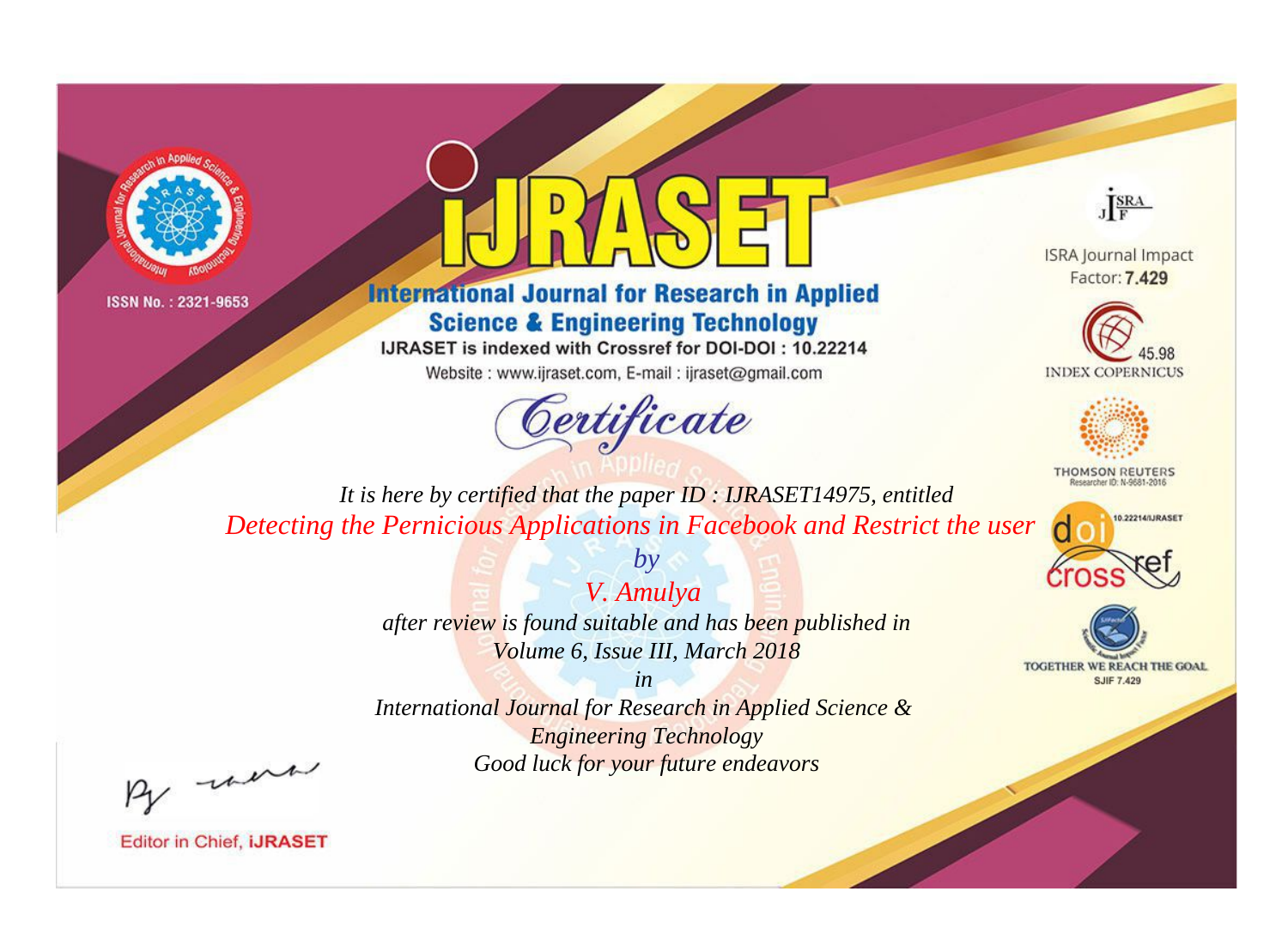ISSN No. : 2321-9653

# iJRASET

## International Journal for Research in Applied Science & Engineering Technology

IJRASET is indexed with Crossref for DOI-DOI : 10.22214

Website : www.ijraset.com, E-mail : ijraset@gmail.com

ISRA Journal Impact Factor: **7.429**

45.98 INDEX COPERNICUS

THOMSON REUTERS Researcher ID: N-9681-2016

10.22214/IJRASET

TOGETHER WE REACH THE GOAL SJIF 7.429

## Certificate

*It is here by certified that the paper ID : IJRASET14975, entitled*

*Detecting the Pernicious Applications in Facebook and Restrict the user*

*by*

*V. Amulya*

*after review is found suitable and has been published in*

*Volume 6, Issue III, March 2018*

*in*

*International Journal for Research in Applied Science & Engineering Technology*

*Good luck for your future endeavors*

Editor in Chief, **iJRASET**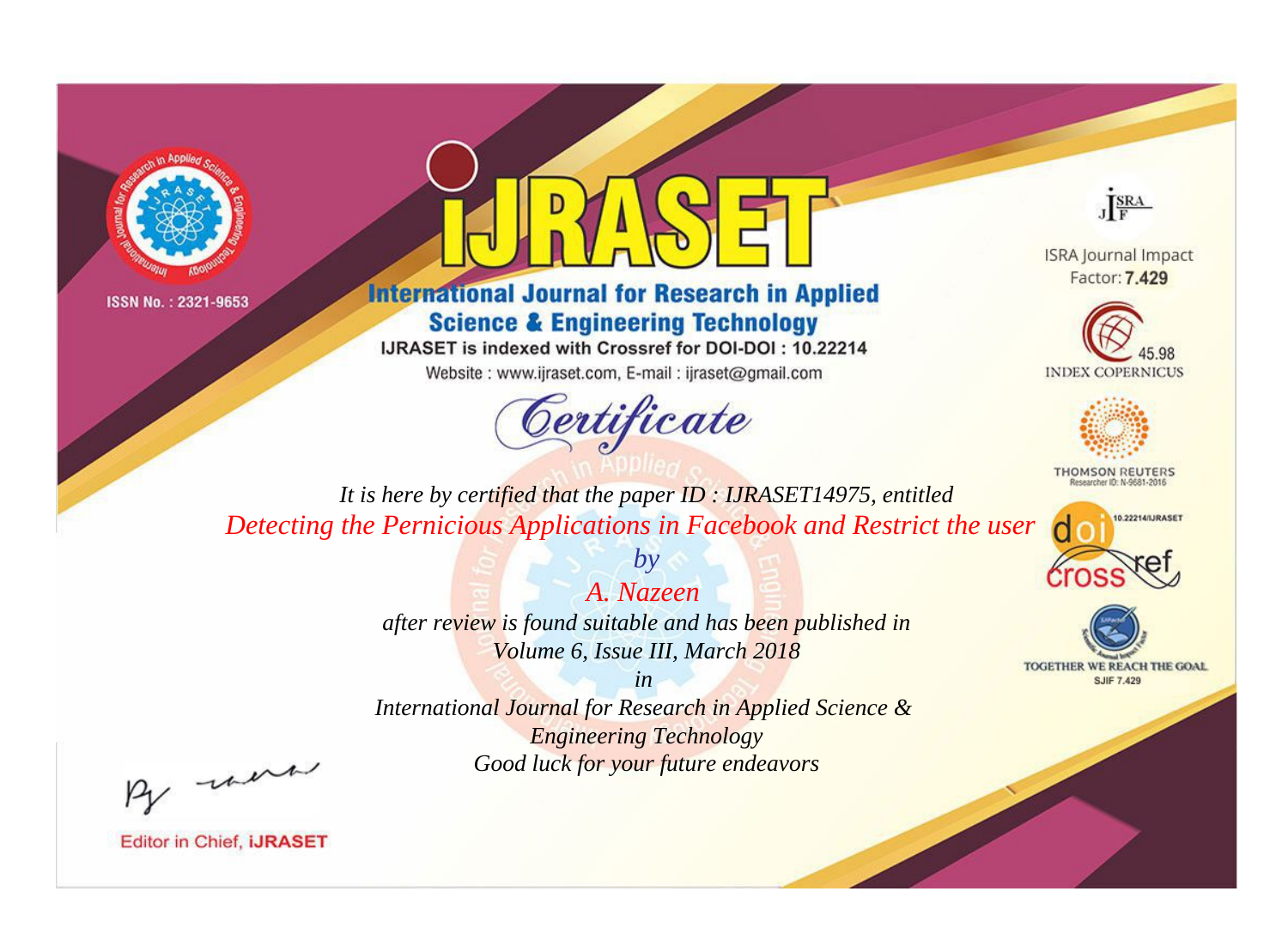ISSN No. : 2321-9653

# iJRASET

## International Journal for Research in Applied Science & Engineering Technology

IJRASET is indexed with Crossref for DOI-DOI : 10.22214

Website : www.ijraset.com, E-mail : ijraset@gmail.com

ISRA Journal Impact Factor: **7.429**

45.98 INDEX COPERNICUS

THOMSON REUTERS Researcher ID: N-9681-2016

10.22214/IJRASET

TOGETHER WE REACH THE GOAL SJIF 7.429

# *Certificate*

*It is here by certified that the paper ID : IJRASET14975, entitled*

*Detecting the Pernicious Applications in Facebook and Restrict the user*

*by*

*A. Nazeen*

*after review is found suitable and has been published in*

*Volume 6, Issue III, March 2018*

*in*

*International Journal for Research in Applied Science & Engineering Technology*

*Good luck for your future endeavors*

Editor in Chief, **iJRASET**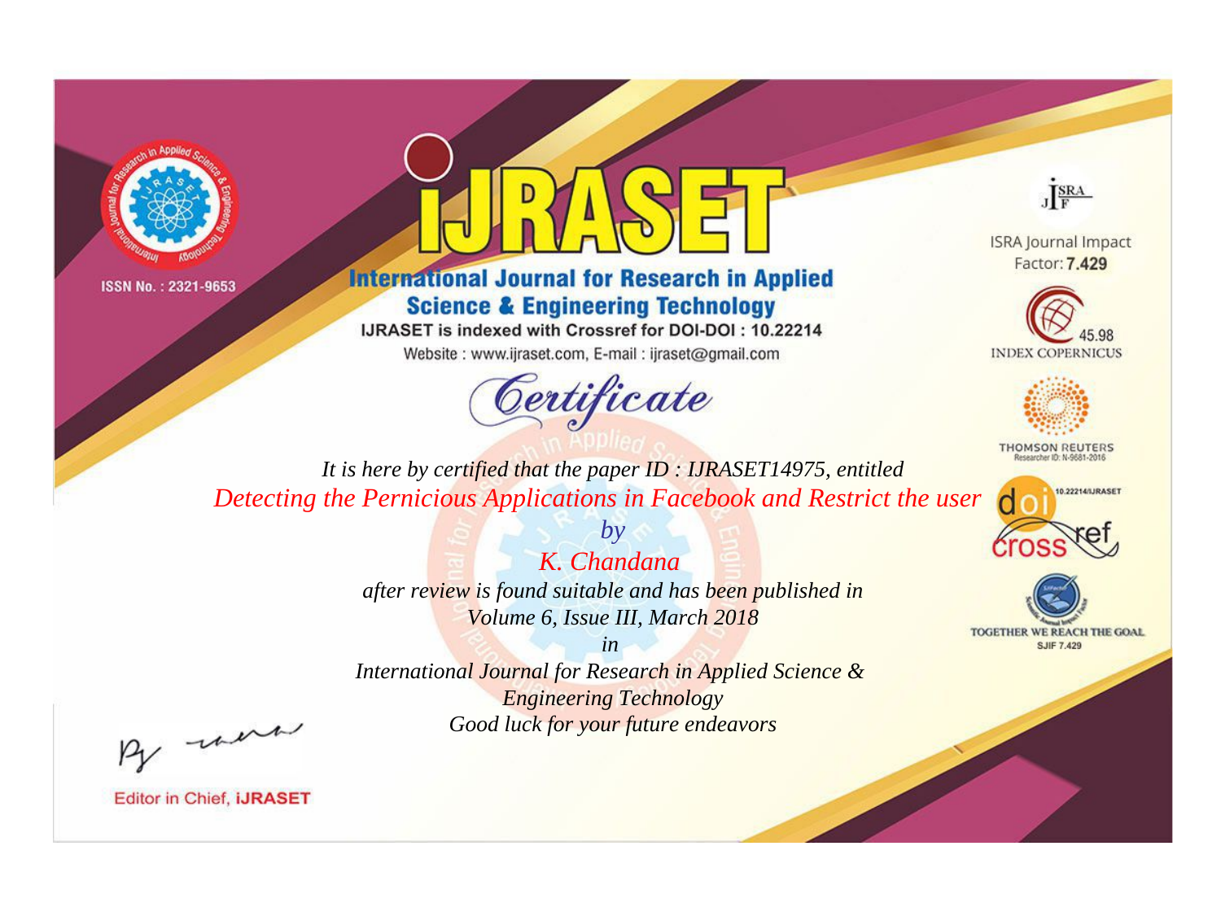ISSN No. : 2321-9653

# iJRASET

## International Journal for Research in Applied Science & Engineering Technology

IJRASET is indexed with Crossref for DOI-DOI : 10.22214

Website : www.ijraset.com, E-mail : ijraset@gmail.com

ISRA Journal Impact Factor: **7.429**

45.98 INDEX COPERNICUS

THOMSON REUTERS Researcher ID: N-9681-2016

10.22214/IJRASET

TOGETHER WE REACH THE GOAL SJIF 7.429

# *Certificate*

*It is here by certified that the paper ID : IJRASET14975, entitled*

*Detecting the Pernicious Applications in Facebook and Restrict the user*

*by*

*K. Chandana*

*after review is found suitable and has been published in*

*Volume 6, Issue III, March 2018*

*in*

*International Journal for Research in Applied Science & Engineering Technology*

*Good luck for your future endeavors*

Editor in Chief, **iJRASET**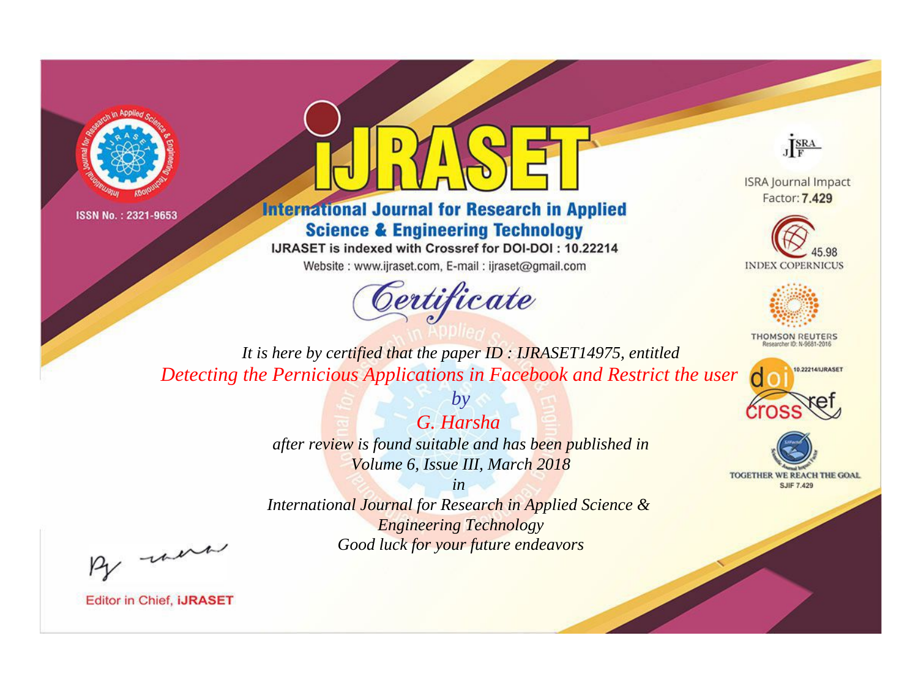ISSN No. : 2321-9653

# IJRASET

## International Journal for Research in Applied Science & Engineering Technology

IJRASET is indexed with Crossref for DOI-DOI : 10.22214

Website : www.ijraset.com, E-mail : ijraset@gmail.com

ISRA Journal Impact Factor: **7.429**

45.98 INDEX COPERNICUS

THOMSON REUTERS Researcher ID: N-9681-2016

10.22214/IJRASET

TOGETHER WE REACH THE GOAL SJIF 7.429

# *Certificate*

*It is here by certified that the paper ID : IJRASET14975, entitled*

*Detecting the Pernicious Applications in Facebook and Restrict the user*

*by*

*G. Harsha*

*after review is found suitable and has been published in*

*Volume 6, Issue III, March 2018*

*in*

*International Journal for Research in Applied Science & Engineering Technology*

*Good luck for your future endeavors*

Editor in Chief, **iJRASET**